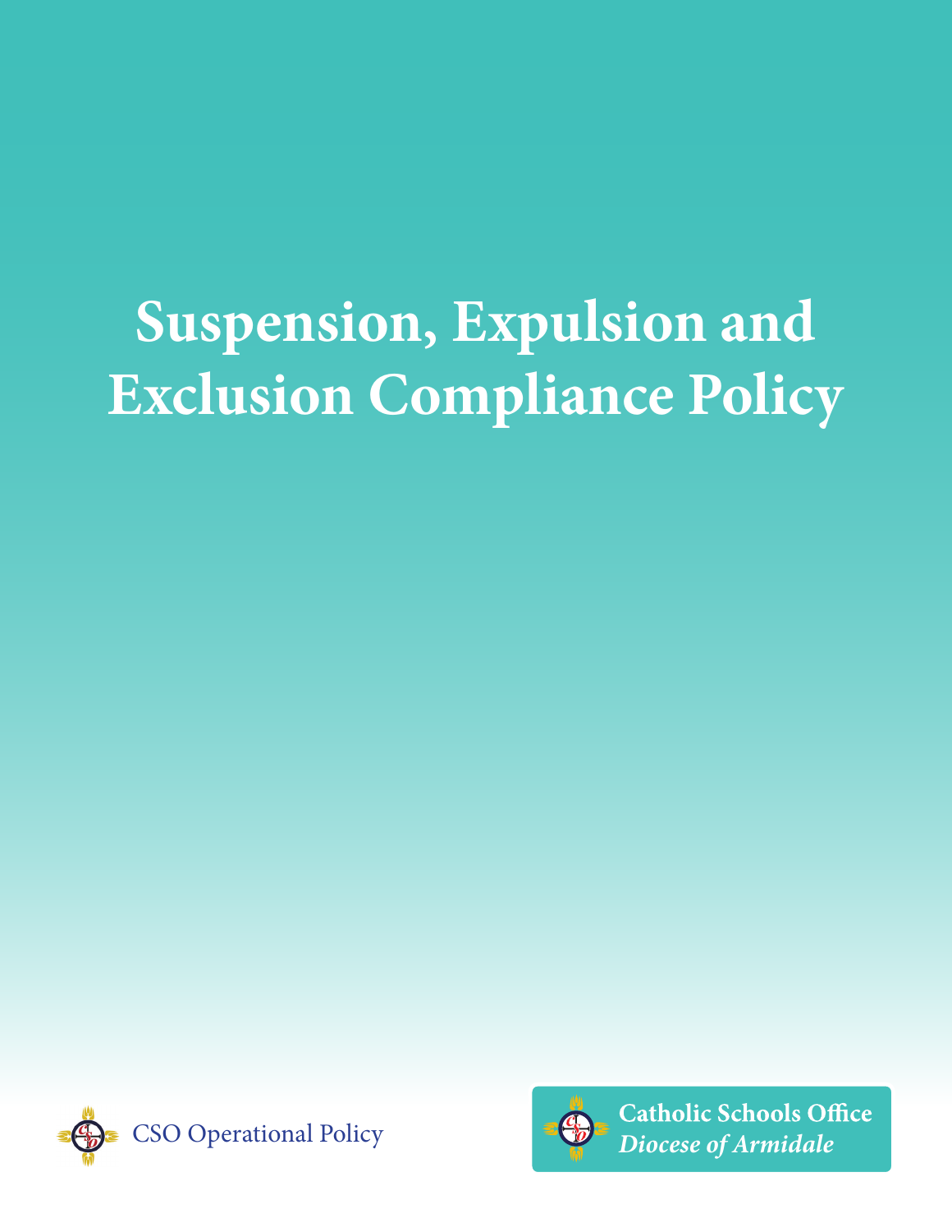# Suspension, Expulsion and Exclusion Compliance Policy

CSO Operational Policy

**Catholic Schools Office**
*Diocese of Armidale*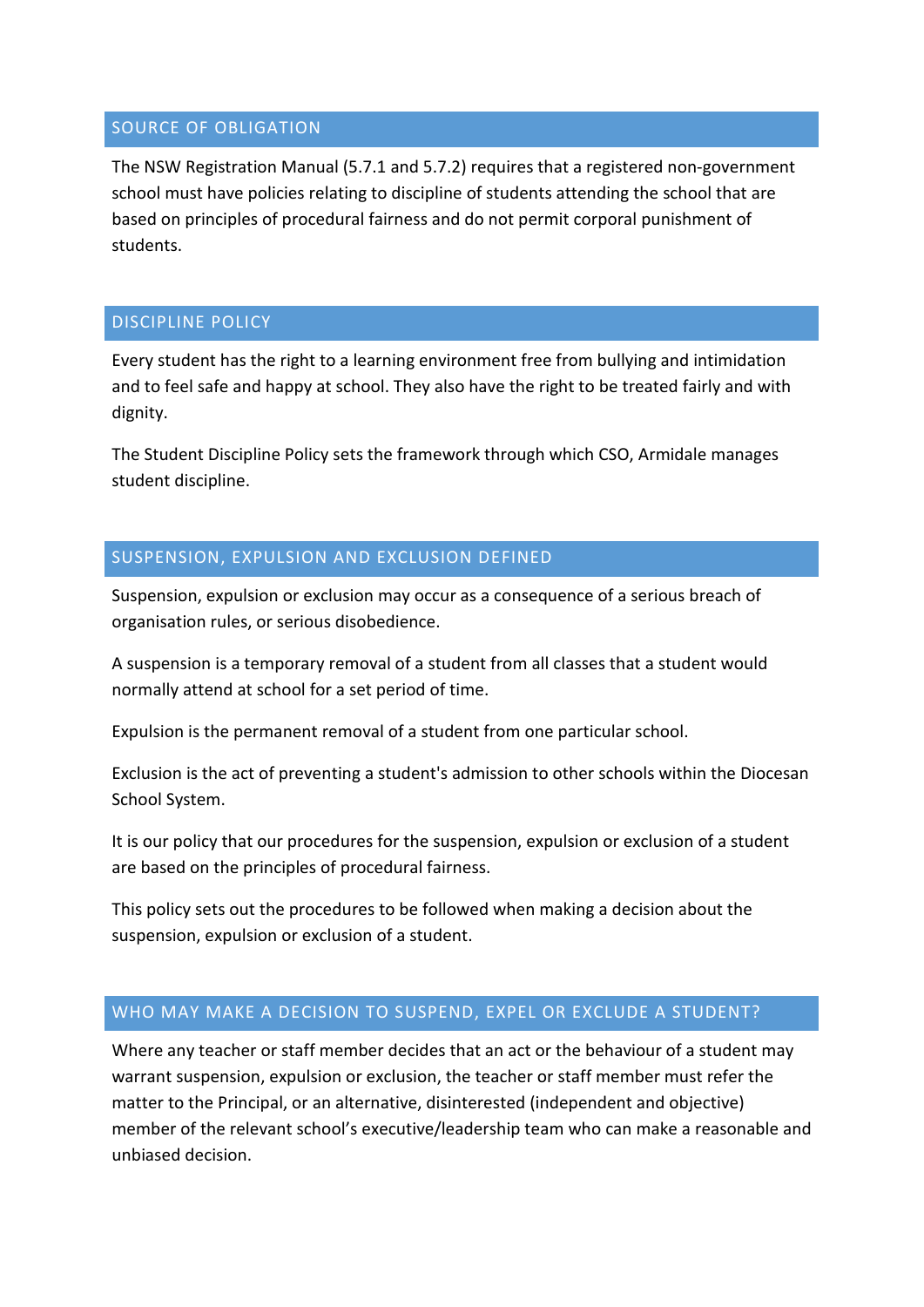## SOURCE OF OBLIGATION

The NSW Registration Manual (5.7.1 and 5.7.2) requires that a registered non-government school must have policies relating to discipline of students attending the school that are based on principles of procedural fairness and do not permit corporal punishment of students.

## DISCIPLINE POLICY

Every student has the right to a learning environment free from bullying and intimidation and to feel safe and happy at school. They also have the right to be treated fairly and with dignity.

The Student Discipline Policy sets the framework through which CSO, Armidale manages student discipline.

## SUSPENSION, EXPULSION AND EXCLUSION DEFINED

Suspension, expulsion or exclusion may occur as a consequence of a serious breach of organisation rules, or serious disobedience.

A suspension is a temporary removal of a student from all classes that a student would normally attend at school for a set period of time.

Expulsion is the permanent removal of a student from one particular school.

Exclusion is the act of preventing a student's admission to other schools within the Diocesan School System.

It is our policy that our procedures for the suspension, expulsion or exclusion of a student are based on the principles of procedural fairness.

This policy sets out the procedures to be followed when making a decision about the suspension, expulsion or exclusion of a student.

## WHO MAY MAKE A DECISION TO SUSPEND, EXPEL OR EXCLUDE A STUDENT?

Where any teacher or staff member decides that an act or the behaviour of a student may warrant suspension, expulsion or exclusion, the teacher or staff member must refer the matter to the Principal, or an alternative, disinterested (independent and objective) member of the relevant school's executive/leadership team who can make a reasonable and unbiased decision.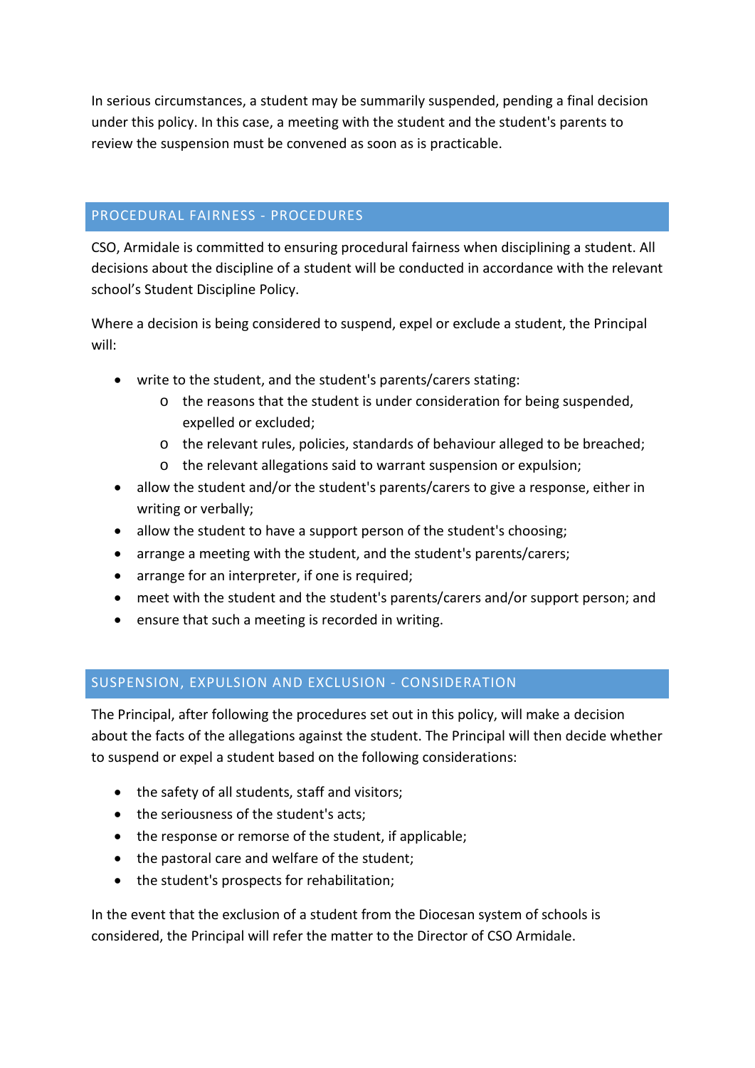In serious circumstances, a student may be summarily suspended, pending a final decision under this policy. In this case, a meeting with the student and the student's parents to review the suspension must be convened as soon as is practicable.

## PROCEDURAL FAIRNESS - PROCEDURES

CSO, Armidale is committed to ensuring procedural fairness when disciplining a student. All decisions about the discipline of a student will be conducted in accordance with the relevant school's Student Discipline Policy.

Where a decision is being considered to suspend, expel or exclude a student, the Principal will:

- write to the student, and the student's parents/carers stating:
  - the reasons that the student is under consideration for being suspended, expelled or excluded;
  - the relevant rules, policies, standards of behaviour alleged to be breached;
  - the relevant allegations said to warrant suspension or expulsion;
- allow the student and/or the student's parents/carers to give a response, either in writing or verbally;
- allow the student to have a support person of the student's choosing;
- arrange a meeting with the student, and the student's parents/carers;
- arrange for an interpreter, if one is required;
- meet with the student and the student's parents/carers and/or support person; and
- ensure that such a meeting is recorded in writing.

## SUSPENSION, EXPULSION AND EXCLUSION - CONSIDERATION

The Principal, after following the procedures set out in this policy, will make a decision about the facts of the allegations against the student. The Principal will then decide whether to suspend or expel a student based on the following considerations:

- the safety of all students, staff and visitors;
- the seriousness of the student's acts;
- the response or remorse of the student, if applicable;
- the pastoral care and welfare of the student;
- the student's prospects for rehabilitation;

In the event that the exclusion of a student from the Diocesan system of schools is considered, the Principal will refer the matter to the Director of CSO Armidale.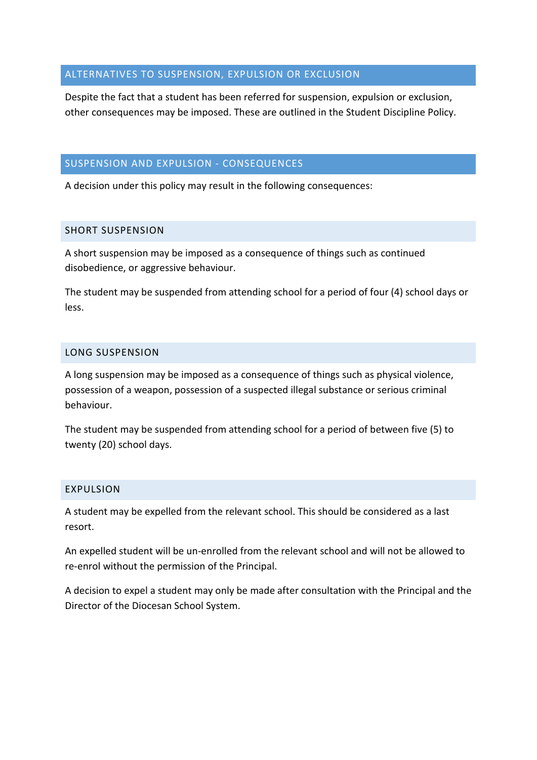## ALTERNATIVES TO SUSPENSION, EXPULSION OR EXCLUSION

Despite the fact that a student has been referred for suspension, expulsion or exclusion, other consequences may be imposed. These are outlined in the Student Discipline Policy.

## SUSPENSION AND EXPULSION - CONSEQUENCES

A decision under this policy may result in the following consequences:

### SHORT SUSPENSION

A short suspension may be imposed as a consequence of things such as continued disobedience, or aggressive behaviour.

The student may be suspended from attending school for a period of four (4) school days or less.

### LONG SUSPENSION

A long suspension may be imposed as a consequence of things such as physical violence, possession of a weapon, possession of a suspected illegal substance or serious criminal behaviour.

The student may be suspended from attending school for a period of between five (5) to twenty (20) school days.

### EXPULSION

A student may be expelled from the relevant school. This should be considered as a last resort.

An expelled student will be un-enrolled from the relevant school and will not be allowed to re-enrol without the permission of the Principal.

A decision to expel a student may only be made after consultation with the Principal and the Director of the Diocesan School System.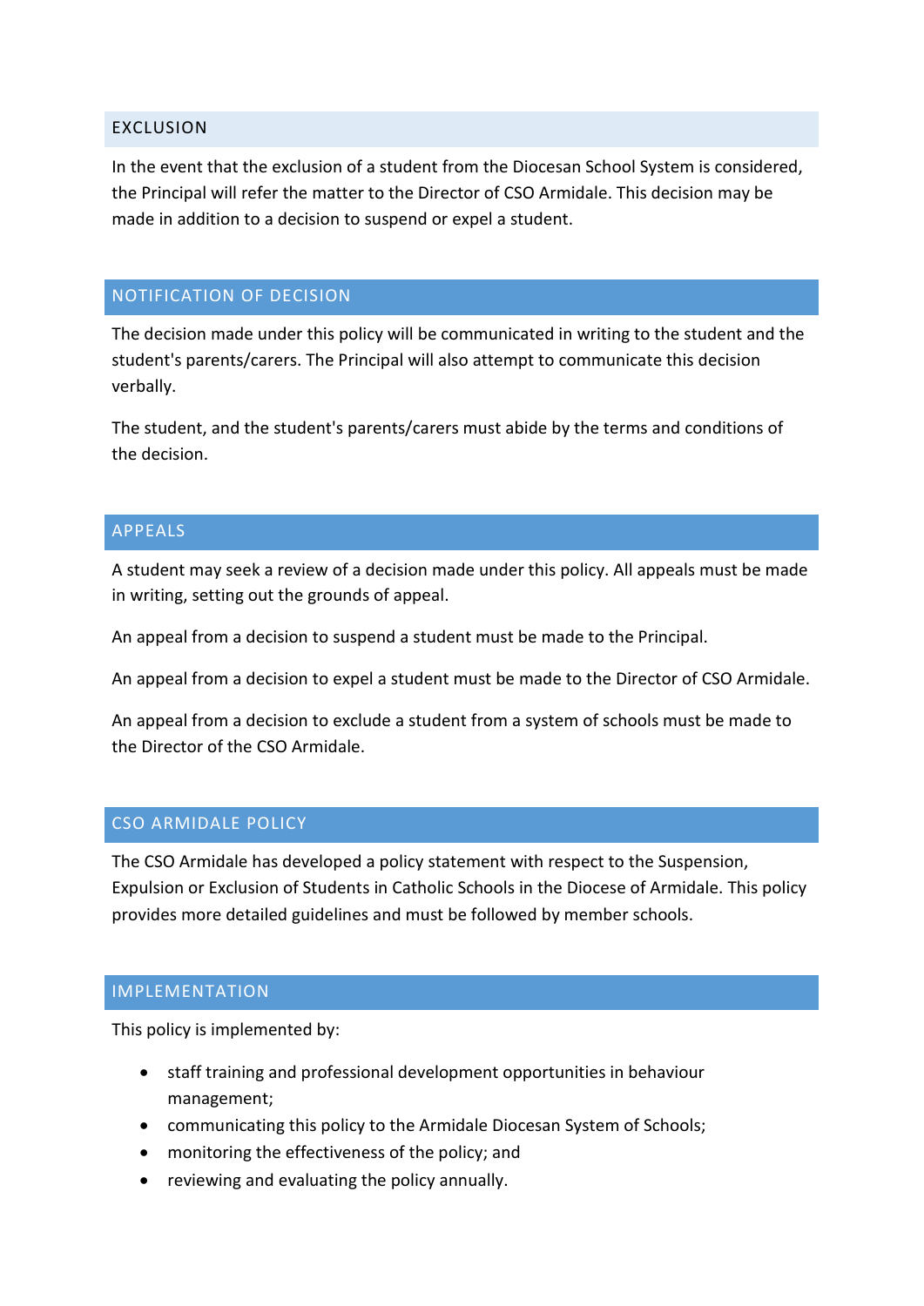## EXCLUSION

In the event that the exclusion of a student from the Diocesan School System is considered, the Principal will refer the matter to the Director of CSO Armidale. This decision may be made in addition to a decision to suspend or expel a student.

## NOTIFICATION OF DECISION

The decision made under this policy will be communicated in writing to the student and the student's parents/carers. The Principal will also attempt to communicate this decision verbally.

The student, and the student's parents/carers must abide by the terms and conditions of the decision.

## APPEALS

A student may seek a review of a decision made under this policy. All appeals must be made in writing, setting out the grounds of appeal.

An appeal from a decision to suspend a student must be made to the Principal.

An appeal from a decision to expel a student must be made to the Director of CSO Armidale.

An appeal from a decision to exclude a student from a system of schools must be made to the Director of the CSO Armidale.

## CSO ARMIDALE POLICY

The CSO Armidale has developed a policy statement with respect to the Suspension, Expulsion or Exclusion of Students in Catholic Schools in the Diocese of Armidale. This policy provides more detailed guidelines and must be followed by member schools.

## IMPLEMENTATION

This policy is implemented by:

- staff training and professional development opportunities in behaviour management;
- communicating this policy to the Armidale Diocesan System of Schools;
- monitoring the effectiveness of the policy; and
- reviewing and evaluating the policy annually.